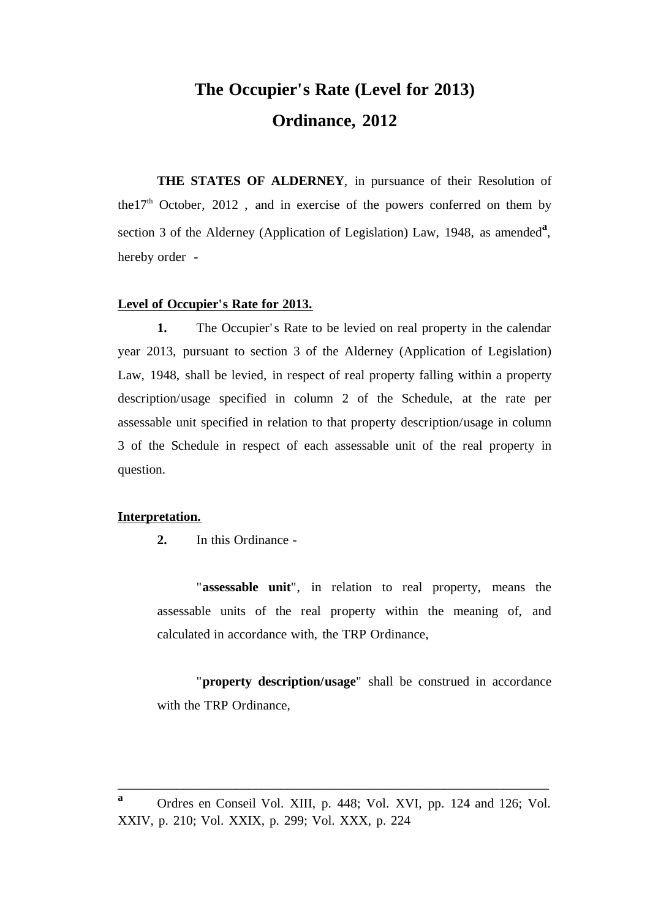# The Occupier's Rate (Level for 2013) Ordinance, 2012

**THE STATES OF ALDERNEY**, in pursuance of their Resolution of the17th October, 2012 , and in exercise of the powers conferred on them by section 3 of the Alderney (Application of Legislation) Law, 1948, as amended[a], hereby order -

**Level of Occupier's Rate for 2013.**

**1.** The Occupier's Rate to be levied on real property in the calendar year 2013, pursuant to section 3 of the Alderney (Application of Legislation) Law, 1948, shall be levied, in respect of real property falling within a property description/usage specified in column 2 of the Schedule, at the rate per assessable unit specified in relation to that property description/usage in column 3 of the Schedule in respect of each assessable unit of the real property in question.

**Interpretation.**

**2.** In this Ordinance -

"**assessable unit**", in relation to real property, means the assessable units of the real property within the meaning of, and calculated in accordance with, the TRP Ordinance,

"**property description/usage**" shall be construed in accordance with the TRP Ordinance,

---

[a] Ordres en Conseil Vol. XIII, p. 448; Vol. XVI, pp. 124 and 126; Vol. XXIV, p. 210; Vol. XXIX, p. 299; Vol. XXX, p. 224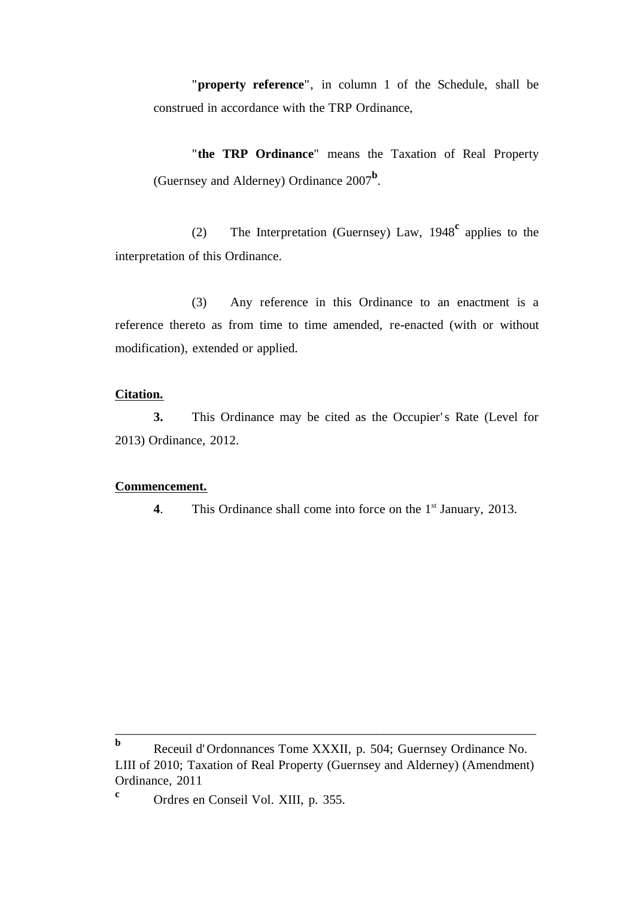"**property reference**", in column 1 of the Schedule, shall be construed in accordance with the TRP Ordinance,

"**the TRP Ordinance**" means the Taxation of Real Property (Guernsey and Alderney) Ordinance 2007[b].

(2) The Interpretation (Guernsey) Law, 1948[c] applies to the interpretation of this Ordinance.

(3) Any reference in this Ordinance to an enactment is a reference thereto as from time to time amended, re-enacted (with or without modification), extended or applied.

**Citation.**

**3.** This Ordinance may be cited as the Occupier's Rate (Level for 2013) Ordinance, 2012.

**Commencement.**

**4**. This Ordinance shall come into force on the 1st January, 2013.

---

[b] Receuil d'Ordonnances Tome XXXII, p. 504; Guernsey Ordinance No. LIII of 2010; Taxation of Real Property (Guernsey and Alderney) (Amendment) Ordinance, 2011

[c] Ordres en Conseil Vol. XIII, p. 355.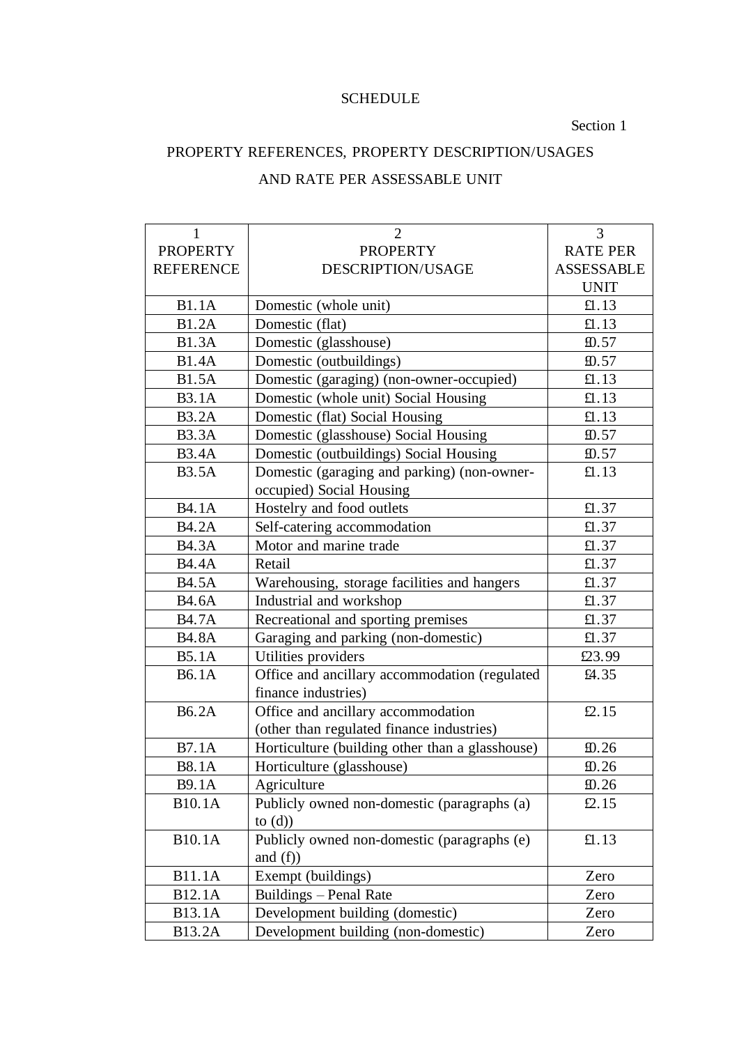SCHEDULE

Section 1

PROPERTY REFERENCES, PROPERTY DESCRIPTION/USAGES

AND RATE PER ASSESSABLE UNIT

| 1<br>PROPERTY REFERENCE | 2<br>PROPERTY DESCRIPTION/USAGE | 3<br>RATE PER ASSESSABLE UNIT |
|---|---|---|
| B1.1A | Domestic (whole unit) | £1.13 |
| B1.2A | Domestic (flat) | £1.13 |
| B1.3A | Domestic (glasshouse) | £0.57 |
| B1.4A | Domestic (outbuildings) | £0.57 |
| B1.5A | Domestic (garaging) (non-owner-occupied) | £1.13 |
| B3.1A | Domestic (whole unit) Social Housing | £1.13 |
| B3.2A | Domestic (flat) Social Housing | £1.13 |
| B3.3A | Domestic (glasshouse) Social Housing | £0.57 |
| B3.4A | Domestic (outbuildings) Social Housing | £0.57 |
| B3.5A | Domestic (garaging and parking) (non-owner-occupied) Social Housing | £1.13 |
| B4.1A | Hostelry and food outlets | £1.37 |
| B4.2A | Self-catering accommodation | £1.37 |
| B4.3A | Motor and marine trade | £1.37 |
| B4.4A | Retail | £1.37 |
| B4.5A | Warehousing, storage facilities and hangers | £1.37 |
| B4.6A | Industrial and workshop | £1.37 |
| B4.7A | Recreational and sporting premises | £1.37 |
| B4.8A | Garaging and parking (non-domestic) | £1.37 |
| B5.1A | Utilities providers | £23.99 |
| B6.1A | Office and ancillary accommodation (regulated finance industries) | £4.35 |
| B6.2A | Office and ancillary accommodation (other than regulated finance industries) | £2.15 |
| B7.1A | Horticulture (building other than a glasshouse) | £0.26 |
| B8.1A | Horticulture (glasshouse) | £0.26 |
| B9.1A | Agriculture | £0.26 |
| B10.1A | Publicly owned non-domestic (paragraphs (a) to (d)) | £2.15 |
| B10.1A | Publicly owned non-domestic (paragraphs (e) and (f)) | £1.13 |
| B11.1A | Exempt (buildings) | Zero |
| B12.1A | Buildings – Penal Rate | Zero |
| B13.1A | Development building (domestic) | Zero |
| B13.2A | Development building (non-domestic) | Zero |